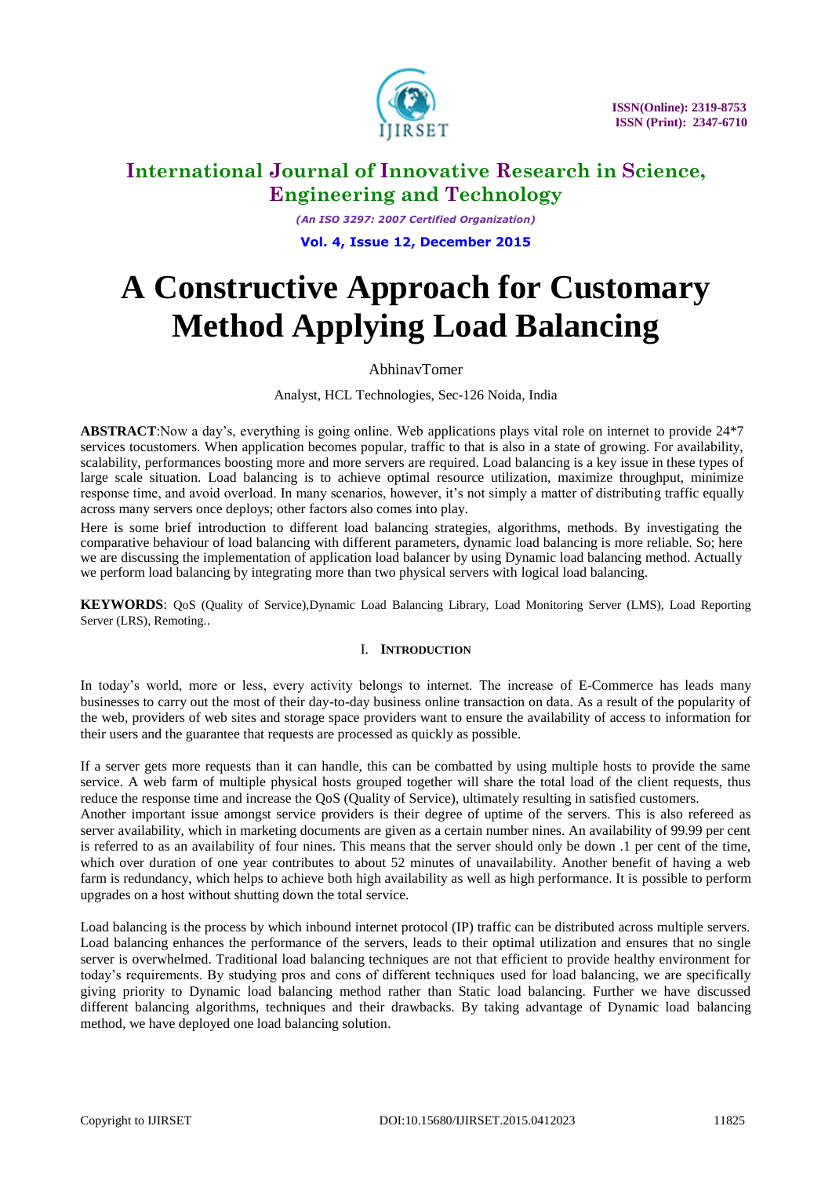# A Constructive Approach for Customary Method Applying Load Balancing

AbhinavTomer

Analyst, HCL Technologies, Sec-126 Noida, India

**ABSTRACT**:Now a day's, everything is going online. Web applications plays vital role on internet to provide 24*7 services tocustomers. When application becomes popular, traffic to that is also in a state of growing. For availability, scalability, performances boosting more and more servers are required. Load balancing is a key issue in these types of large scale situation. Load balancing is to achieve optimal resource utilization, maximize throughput, minimize response time, and avoid overload. In many scenarios, however, it's not simply a matter of distributing traffic equally across many servers once deploys; other factors also comes into play.

Here is some brief introduction to different load balancing strategies, algorithms, methods. By investigating the comparative behaviour of load balancing with different parameters, dynamic load balancing is more reliable. So; here we are discussing the implementation of application load balancer by using Dynamic load balancing method. Actually we perform load balancing by integrating more than two physical servers with logical load balancing.

**KEYWORDS**: QoS (Quality of Service),Dynamic Load Balancing Library, Load Monitoring Server (LMS), Load Reporting Server (LRS), Remoting..

## I. INTRODUCTION

In today's world, more or less, every activity belongs to internet. The increase of E-Commerce has leads many businesses to carry out the most of their day-to-day business online transaction on data. As a result of the popularity of the web, providers of web sites and storage space providers want to ensure the availability of access to information for their users and the guarantee that requests are processed as quickly as possible.

If a server gets more requests than it can handle, this can be combatted by using multiple hosts to provide the same service. A web farm of multiple physical hosts grouped together will share the total load of the client requests, thus reduce the response time and increase the QoS (Quality of Service), ultimately resulting in satisfied customers.
Another important issue amongst service providers is their degree of uptime of the servers. This is also refereed as server availability, which in marketing documents are given as a certain number nines. An availability of 99.99 per cent is referred to as an availability of four nines. This means that the server should only be down .1 per cent of the time, which over duration of one year contributes to about 52 minutes of unavailability. Another benefit of having a web farm is redundancy, which helps to achieve both high availability as well as high performance. It is possible to perform upgrades on a host without shutting down the total service.

Load balancing is the process by which inbound internet protocol (IP) traffic can be distributed across multiple servers. Load balancing enhances the performance of the servers, leads to their optimal utilization and ensures that no single server is overwhelmed. Traditional load balancing techniques are not that efficient to provide healthy environment for today's requirements. By studying pros and cons of different techniques used for load balancing, we are specifically giving priority to Dynamic load balancing method rather than Static load balancing. Further we have discussed different balancing algorithms, techniques and their drawbacks. By taking advantage of Dynamic load balancing method, we have deployed one load balancing solution.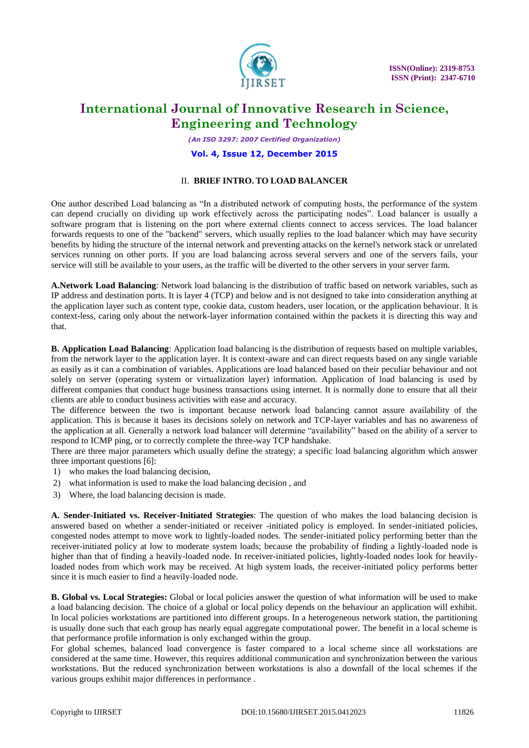## II. BRIEF INTRO. TO LOAD BALANCER

One author described Load balancing as "In a distributed network of computing hosts, the performance of the system can depend crucially on dividing up work effectively across the participating nodes". Load balancer is usually a software program that is listening on the port where external clients connect to access services. The load balancer forwards requests to one of the "backend" servers, which usually replies to the load balancer which may have security benefits by hiding the structure of the internal network and preventing attacks on the kernel's network stack or unrelated services running on other ports. If you are load balancing across several servers and one of the servers fails, your service will still be available to your users, as the traffic will be diverted to the other servers in your server farm.

**A.Network Load Balancing**: Network load balancing is the distribution of traffic based on network variables, such as IP address and destination ports. It is layer 4 (TCP) and below and is not designed to take into consideration anything at the application layer such as content type, cookie data, custom headers, user location, or the application behaviour. It is context-less, caring only about the network-layer information contained within the packets it is directing this way and that.

**B. Application Load Balancing**: Application load balancing is the distribution of requests based on multiple variables, from the network layer to the application layer. It is context-aware and can direct requests based on any single variable as easily as it can a combination of variables. Applications are load balanced based on their peculiar behaviour and not solely on server (operating system or virtualization layer) information. Application of load balancing is used by different companies that conduct huge business transactions using internet. It is normally done to ensure that all their clients are able to conduct business activities with ease and accuracy.
The difference between the two is important because network load balancing cannot assure availability of the application. This is because it bases its decisions solely on network and TCP-layer variables and has no awareness of the application at all. Generally a network load balancer will determine "availability" based on the ability of a server to respond to ICMP ping, or to correctly complete the three-way TCP handshake.
There are three major parameters which usually define the strategy; a specific load balancing algorithm which answer three important questions [6]:

1) who makes the load balancing decision,
2) what information is used to make the load balancing decision , and
3) Where, the load balancing decision is made.

**A. Sender-Initiated vs. Receiver-Initiated Strategies**: The question of who makes the load balancing decision is answered based on whether a sender-initiated or receiver -initiated policy is employed. In sender-initiated policies, congested nodes attempt to move work to lightly-loaded nodes. The sender-initiated policy performing better than the receiver-initiated policy at low to moderate system loads; because the probability of finding a lightly-loaded node is higher than that of finding a heavily-loaded node. In receiver-initiated policies, lightly-loaded nodes look for heavily-loaded nodes from which work may be received. At high system loads, the receiver-initiated policy performs better since it is much easier to find a heavily-loaded node.

**B. Global vs. Local Strategies:** Global or local policies answer the question of what information will be used to make a load balancing decision. The choice of a global or local policy depends on the behaviour an application will exhibit. In local policies workstations are partitioned into different groups. In a heterogeneous network station, the partitioning is usually done such that each group has nearly equal aggregate computational power. The benefit in a local scheme is that performance profile information is only exchanged within the group.
For global schemes, balanced load convergence is faster compared to a local scheme since all workstations are considered at the same time. However, this requires additional communication and synchronization between the various workstations. But the reduced synchronization between workstations is also a downfall of the local schemes if the various groups exhibit major differences in performance .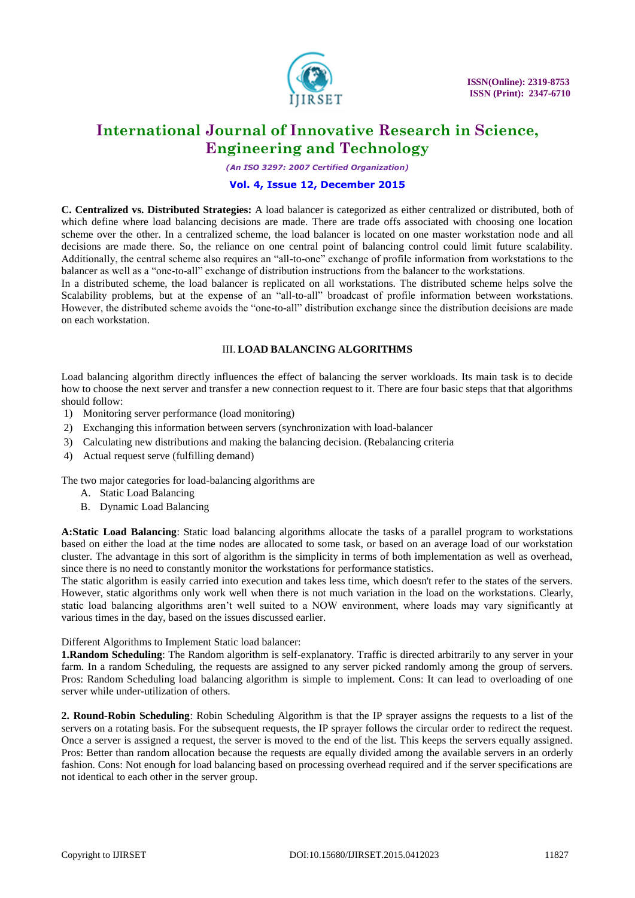**C. Centralized vs. Distributed Strategies:** A load balancer is categorized as either centralized or distributed, both of which define where load balancing decisions are made. There are trade offs associated with choosing one location scheme over the other. In a centralized scheme, the load balancer is located on one master workstation node and all decisions are made there. So, the reliance on one central point of balancing control could limit future scalability. Additionally, the central scheme also requires an "all-to-one" exchange of profile information from workstations to the balancer as well as a "one-to-all" exchange of distribution instructions from the balancer to the workstations.

In a distributed scheme, the load balancer is replicated on all workstations. The distributed scheme helps solve the Scalability problems, but at the expense of an "all-to-all" broadcast of profile information between workstations. However, the distributed scheme avoids the "one-to-all" distribution exchange since the distribution decisions are made on each workstation.

## III. LOAD BALANCING ALGORITHMS

Load balancing algorithm directly influences the effect of balancing the server workloads. Its main task is to decide how to choose the next server and transfer a new connection request to it. There are four basic steps that that algorithms should follow:

1) Monitoring server performance (load monitoring)
2) Exchanging this information between servers (synchronization with load-balancer
3) Calculating new distributions and making the balancing decision. (Rebalancing criteria
4) Actual request serve (fulfilling demand)

The two major categories for load-balancing algorithms are

A. Static Load Balancing
B. Dynamic Load Balancing

**A:Static Load Balancing**: Static load balancing algorithms allocate the tasks of a parallel program to workstations based on either the load at the time nodes are allocated to some task, or based on an average load of our workstation cluster. The advantage in this sort of algorithm is the simplicity in terms of both implementation as well as overhead, since there is no need to constantly monitor the workstations for performance statistics.

The static algorithm is easily carried into execution and takes less time, which doesn't refer to the states of the servers. However, static algorithms only work well when there is not much variation in the load on the workstations. Clearly, static load balancing algorithms aren't well suited to a NOW environment, where loads may vary significantly at various times in the day, based on the issues discussed earlier.

Different Algorithms to Implement Static load balancer:

**1.Random Scheduling**: The Random algorithm is self-explanatory. Traffic is directed arbitrarily to any server in your farm. In a random Scheduling, the requests are assigned to any server picked randomly among the group of servers. Pros: Random Scheduling load balancing algorithm is simple to implement. Cons: It can lead to overloading of one server while under-utilization of others.

**2. Round-Robin Scheduling**: Robin Scheduling Algorithm is that the IP sprayer assigns the requests to a list of the servers on a rotating basis. For the subsequent requests, the IP sprayer follows the circular order to redirect the request. Once a server is assigned a request, the server is moved to the end of the list. This keeps the servers equally assigned. Pros: Better than random allocation because the requests are equally divided among the available servers in an orderly fashion. Cons: Not enough for load balancing based on processing overhead required and if the server specifications are not identical to each other in the server group.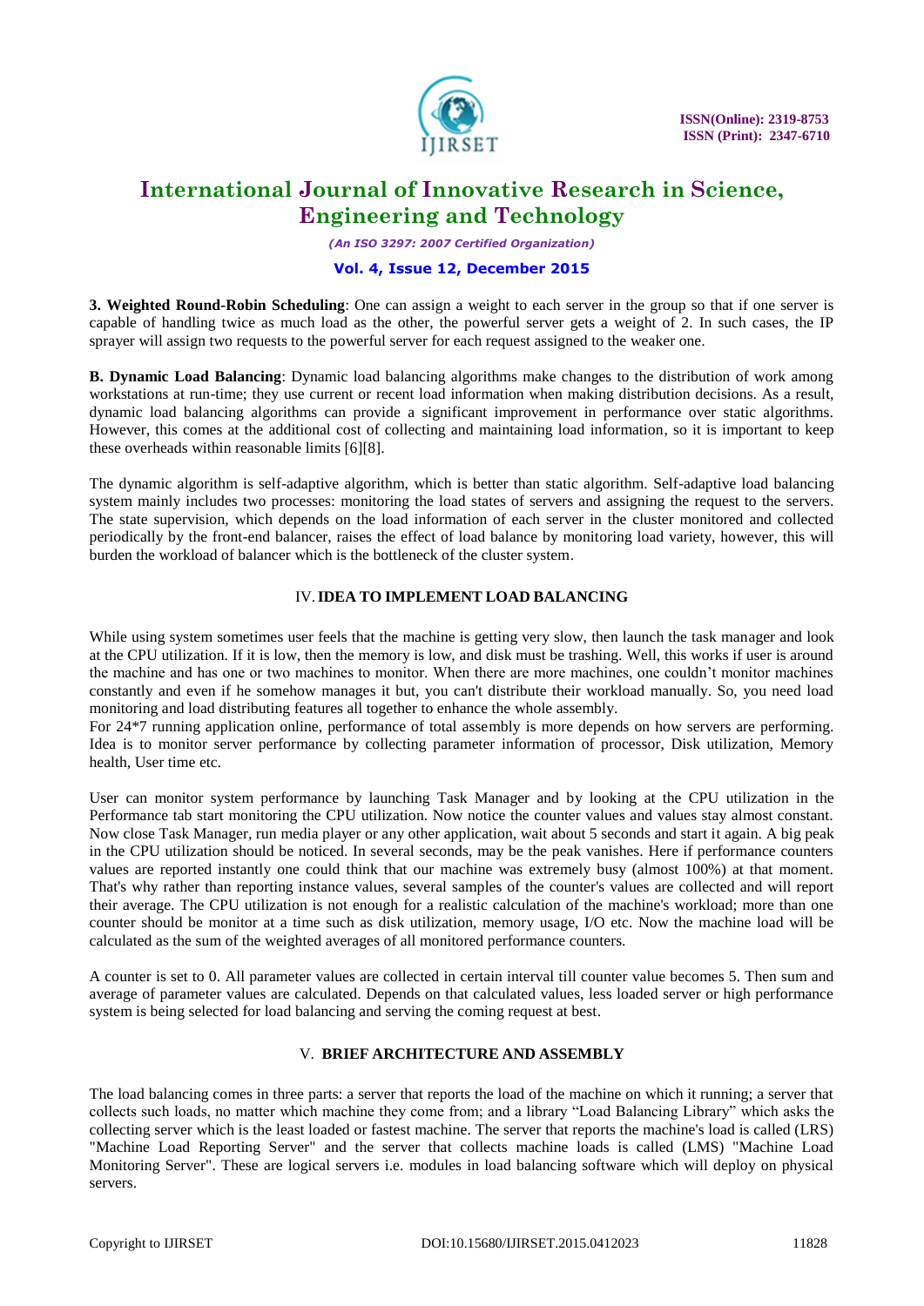**3. Weighted Round-Robin Scheduling**: One can assign a weight to each server in the group so that if one server is capable of handling twice as much load as the other, the powerful server gets a weight of 2. In such cases, the IP sprayer will assign two requests to the powerful server for each request assigned to the weaker one.

**B. Dynamic Load Balancing**: Dynamic load balancing algorithms make changes to the distribution of work among workstations at run-time; they use current or recent load information when making distribution decisions. As a result, dynamic load balancing algorithms can provide a significant improvement in performance over static algorithms. However, this comes at the additional cost of collecting and maintaining load information, so it is important to keep these overheads within reasonable limits [6][8].

The dynamic algorithm is self-adaptive algorithm, which is better than static algorithm. Self-adaptive load balancing system mainly includes two processes: monitoring the load states of servers and assigning the request to the servers. The state supervision, which depends on the load information of each server in the cluster monitored and collected periodically by the front-end balancer, raises the effect of load balance by monitoring load variety, however, this will burden the workload of balancer which is the bottleneck of the cluster system.

## IV. IDEA TO IMPLEMENT LOAD BALANCING

While using system sometimes user feels that the machine is getting very slow, then launch the task manager and look at the CPU utilization. If it is low, then the memory is low, and disk must be trashing. Well, this works if user is around the machine and has one or two machines to monitor. When there are more machines, one couldn't monitor machines constantly and even if he somehow manages it but, you can't distribute their workload manually. So, you need load monitoring and load distributing features all together to enhance the whole assembly.

For 24*7 running application online, performance of total assembly is more depends on how servers are performing. Idea is to monitor server performance by collecting parameter information of processor, Disk utilization, Memory health, User time etc.

User can monitor system performance by launching Task Manager and by looking at the CPU utilization in the Performance tab start monitoring the CPU utilization. Now notice the counter values and values stay almost constant. Now close Task Manager, run media player or any other application, wait about 5 seconds and start it again. A big peak in the CPU utilization should be noticed. In several seconds, may be the peak vanishes. Here if performance counters values are reported instantly one could think that our machine was extremely busy (almost 100%) at that moment. That's why rather than reporting instance values, several samples of the counter's values are collected and will report their average. The CPU utilization is not enough for a realistic calculation of the machine's workload; more than one counter should be monitor at a time such as disk utilization, memory usage, I/O etc. Now the machine load will be calculated as the sum of the weighted averages of all monitored performance counters.

A counter is set to 0. All parameter values are collected in certain interval till counter value becomes 5. Then sum and average of parameter values are calculated. Depends on that calculated values, less loaded server or high performance system is being selected for load balancing and serving the coming request at best.

## V. BRIEF ARCHITECTURE AND ASSEMBLY

The load balancing comes in three parts: a server that reports the load of the machine on which it running; a server that collects such loads, no matter which machine they come from; and a library "Load Balancing Library" which asks the collecting server which is the least loaded or fastest machine. The server that reports the machine's load is called (LRS) "Machine Load Reporting Server" and the server that collects machine loads is called (LMS) "Machine Load Monitoring Server". These are logical servers i.e. modules in load balancing software which will deploy on physical servers.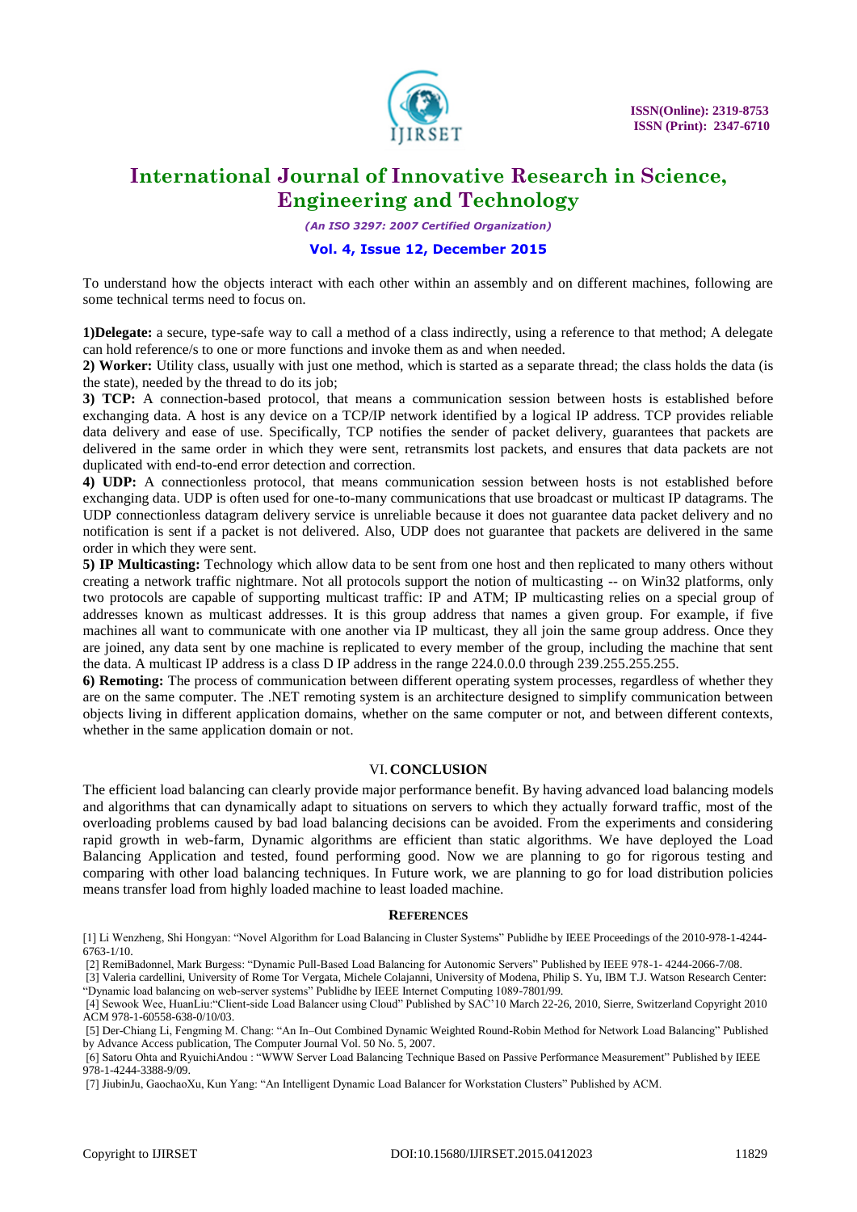To understand how the objects interact with each other within an assembly and on different machines, following are some technical terms need to focus on.

**1)Delegate:** a secure, type-safe way to call a method of a class indirectly, using a reference to that method; A delegate can hold reference/s to one or more functions and invoke them as and when needed.

**2) Worker:** Utility class, usually with just one method, which is started as a separate thread; the class holds the data (is the state), needed by the thread to do its job;

**3) TCP:** A connection-based protocol, that means a communication session between hosts is established before exchanging data. A host is any device on a TCP/IP network identified by a logical IP address. TCP provides reliable data delivery and ease of use. Specifically, TCP notifies the sender of packet delivery, guarantees that packets are delivered in the same order in which they were sent, retransmits lost packets, and ensures that data packets are not duplicated with end-to-end error detection and correction.

**4) UDP:** A connectionless protocol, that means communication session between hosts is not established before exchanging data. UDP is often used for one-to-many communications that use broadcast or multicast IP datagrams. The UDP connectionless datagram delivery service is unreliable because it does not guarantee data packet delivery and no notification is sent if a packet is not delivered. Also, UDP does not guarantee that packets are delivered in the same order in which they were sent.

**5) IP Multicasting:** Technology which allow data to be sent from one host and then replicated to many others without creating a network traffic nightmare. Not all protocols support the notion of multicasting -- on Win32 platforms, only two protocols are capable of supporting multicast traffic: IP and ATM; IP multicasting relies on a special group of addresses known as multicast addresses. It is this group address that names a given group. For example, if five machines all want to communicate with one another via IP multicast, they all join the same group address. Once they are joined, any data sent by one machine is replicated to every member of the group, including the machine that sent the data. A multicast IP address is a class D IP address in the range 224.0.0.0 through 239.255.255.255.

**6) Remoting:** The process of communication between different operating system processes, regardless of whether they are on the same computer. The .NET remoting system is an architecture designed to simplify communication between objects living in different application domains, whether on the same computer or not, and between different contexts, whether in the same application domain or not.

## VI. CONCLUSION

The efficient load balancing can clearly provide major performance benefit. By having advanced load balancing models and algorithms that can dynamically adapt to situations on servers to which they actually forward traffic, most of the overloading problems caused by bad load balancing decisions can be avoided. From the experiments and considering rapid growth in web-farm, Dynamic algorithms are efficient than static algorithms. We have deployed the Load Balancing Application and tested, found performing good. Now we are planning to go for rigorous testing and comparing with other load balancing techniques. In Future work, we are planning to go for load distribution policies means transfer load from highly loaded machine to least loaded machine.

## REFERENCES

[1] Li Wenzheng, Shi Hongyan: "Novel Algorithm for Load Balancing in Cluster Systems" Publidhe by IEEE Proceedings of the 2010-978-1-4244-6763-1/10.

[2] RemiBadonnel, Mark Burgess: "Dynamic Pull-Based Load Balancing for Autonomic Servers" Published by IEEE 978-1- 4244-2066-7/08.

[3] Valeria cardellini, University of Rome Tor Vergata, Michele Colajanni, University of Modena, Philip S. Yu, IBM T.J. Watson Research Center: "Dynamic load balancing on web-server systems" Publidhe by IEEE Internet Computing 1089-7801/99.

[4] Sewook Wee, HuanLiu:"Client-side Load Balancer using Cloud" Published by SAC'10 March 22-26, 2010, Sierre, Switzerland Copyright 2010 ACM 978-1-60558-638-0/10/03.

[5] Der-Chiang Li, Fengming M. Chang: "An In–Out Combined Dynamic Weighted Round-Robin Method for Network Load Balancing" Published by Advance Access publication, The Computer Journal Vol. 50 No. 5, 2007.

[6] Satoru Ohta and RyuichiAndou : "WWW Server Load Balancing Technique Based on Passive Performance Measurement" Published by IEEE 978-1-4244-3388-9/09.

[7] JiubinJu, GaochaoXu, Kun Yang: "An Intelligent Dynamic Load Balancer for Workstation Clusters" Published by ACM.